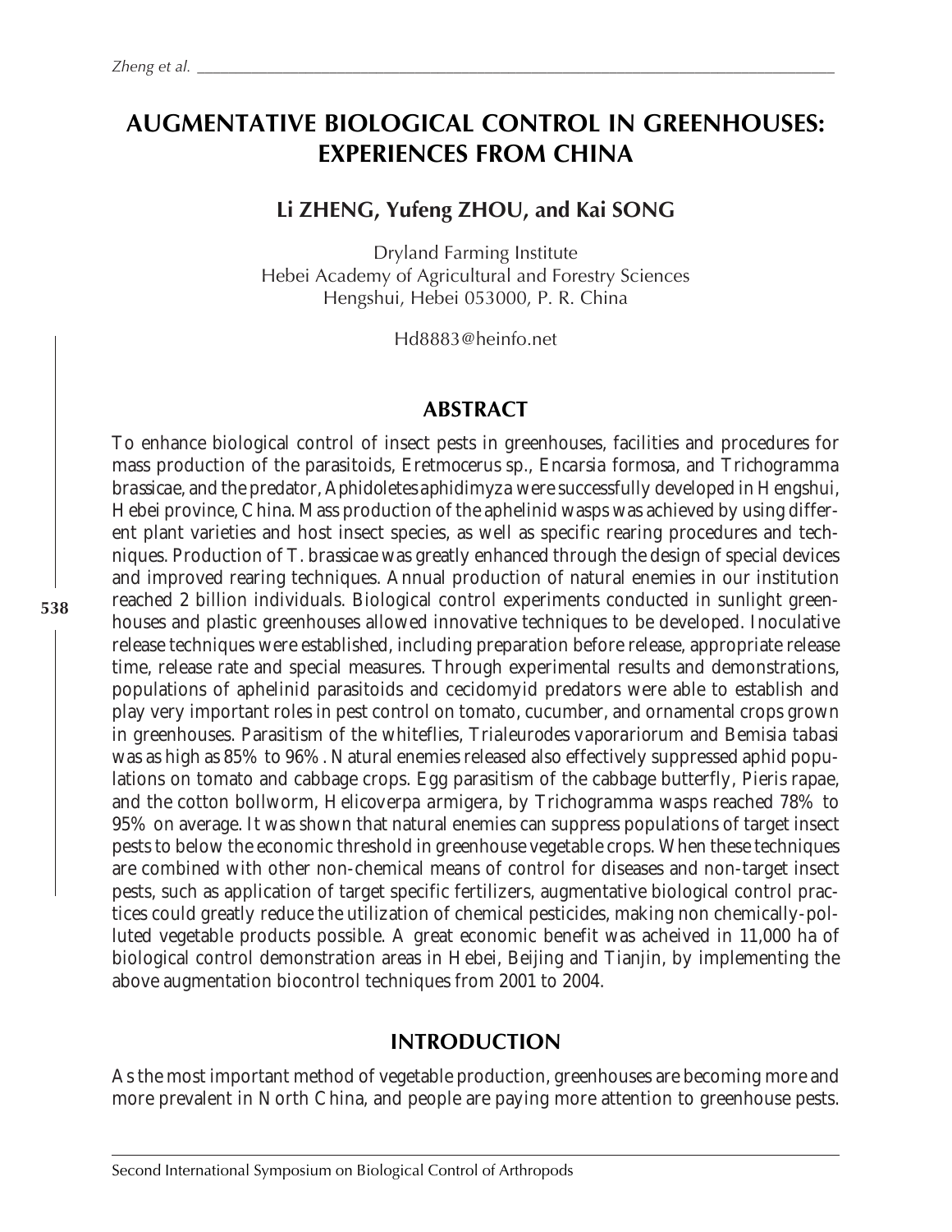# AUGMENTATIVE BIOLOGICAL CONTROL IN GREENHOUSES: EXPERIENCES FROM CHINA

**Li ZHENG, Yufeng ZHOU, and Kai SONG**

Dryland Farming Institute
Hebei Academy of Agricultural and Forestry Sciences
Hengshui, Hebei 053000, P. R. China

Hd8883@heinfo.net

## ABSTRACT

To enhance biological control of insect pests in greenhouses, facilities and procedures for mass production of the parasitoids, *Eretmocerus* sp., *Encarsia formosa*, and *Trichogramma brassicae*, and the predator, *Aphidoletes aphidimyza* were successfully developed in Hengshui, Hebei province, China. Mass production of the aphelinid wasps was achieved by using different plant varieties and host insect species, as well as specific rearing procedures and techniques. Production of *T. brassicae* was greatly enhanced through the design of special devices and improved rearing techniques. Annual production of natural enemies in our institution reached 2 billion individuals. Biological control experiments conducted in sunlight greenhouses and plastic greenhouses allowed innovative techniques to be developed. Inoculative release techniques were established, including preparation before release, appropriate release time, release rate and special measures. Through experimental results and demonstrations, populations of aphelinid parasitoids and cecidomyid predators were able to establish and play very important roles in pest control on tomato, cucumber, and ornamental crops grown in greenhouses. Parasitism of the whiteflies, *Trialeurodes vaporariorum* and *Bemisia tabasi* was as high as 85% to 96%. Natural enemies released also effectively suppressed aphid populations on tomato and cabbage crops. Egg parasitism of the cabbage butterfly, *Pieris rapae*, and the cotton bollworm, *Helicoverpa armigera*, by *Trichogramma* wasps reached 78% to 95% on average. It was shown that natural enemies can suppress populations of target insect pests to below the economic threshold in greenhouse vegetable crops. When these techniques are combined with other non-chemical means of control for diseases and non-target insect pests, such as application of target specific fertilizers, augmentative biological control practices could greatly reduce the utilization of chemical pesticides, making non chemically-polluted vegetable products possible. A great economic benefit was acheived in 11,000 ha of biological control demonstration areas in Hebei, Beijing and Tianjin, by implementing the above augmentation biocontrol techniques from 2001 to 2004.

## INTRODUCTION

As the most important method of vegetable production, greenhouses are becoming more and more prevalent in North China, and people are paying more attention to greenhouse pests.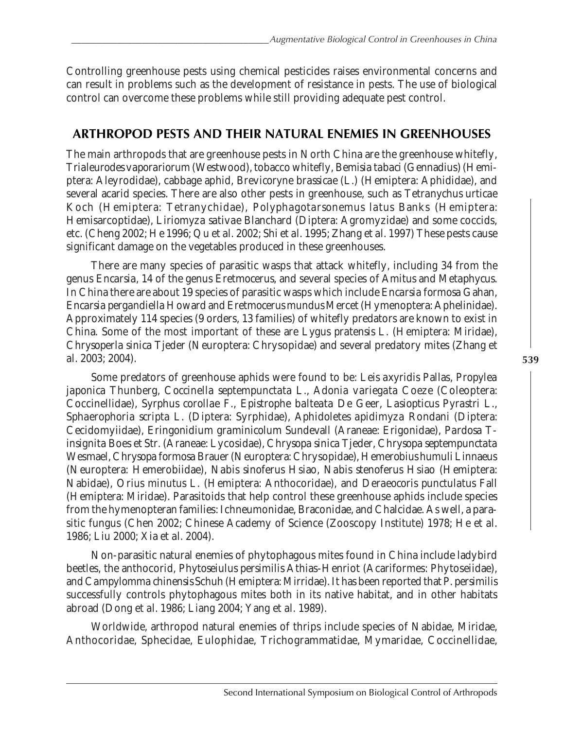Controlling greenhouse pests using chemical pesticides raises environmental concerns and can result in problems such as the development of resistance in pests. The use of biological control can overcome these problems while still providing adequate pest control.

## ARTHROPOD PESTS AND THEIR NATURAL ENEMIES IN GREENHOUSES

The main arthropods that are greenhouse pests in North China are the greenhouse whitefly, *Trialeurodes vaporariorum* (Westwood), tobacco whitefly, *Bemisia tabaci* (Gennadius) (Hemiptera: Aleyrodidae), cabbage aphid, *Brevicoryne brassicae* (L.) (Hemiptera: Aphididae), and several acarid species. There are also other pests in greenhouse, such as *Tetranychus urticae* Koch (Hemiptera: Tetranychidae), *Polyphagotarsonemus latus* Banks (Hemiptera: Hemisarcoptidae), *Liriomyza sativae* Blanchard (Diptera: Agromyzidae) and some coccids, etc. (Cheng 2002; He 1996; Qu *et al.* 2002; Shi *et al.* 1995; Zhang *et al.* 1997) These pests cause significant damage on the vegetables produced in these greenhouses.

There are many species of parasitic wasps that attack whitefly, including 34 from the genus *Encarsia*, 14 of the genus *Eretmocerus*, and several species of *Amitus* and *Metaphycus*. In China there are about 19 species of parasitic wasps which include *Encarsia formosa* Gahan, *Encarsia pergandiella* Howard and *Eretmocerus mundus* Mercet (Hymenoptera: Aphelinidae). Approximately 114 species (9 orders, 13 families) of whitefly predators are known to exist in China. Some of the most important of these are *Lygus pratensis* L. (Hemiptera: Miridae), *Chrysoperla sinica* Tjeder (Neuroptera: Chrysopidae) and several predatory mites (Zhang *et al.* 2003; 2004).

Some predators of greenhouse aphids were found to be: *Leis axyridis* Pallas, *Propylea japonica* Thunberg, *Coccinella septempunctata* L., *Adonia variegata* Coeze (Coleoptera: Coccinellidae), *Syrphus corollae* F., *Epistrophe balteata* De Geer, *Lasiopticus Pyrastri* L., *Sphaerophoria scripta* L. (Diptera: Syrphidae), *Aphidoletes apidimyza* Rondani (Diptera: Cecidomyiidae), *Eringonidium graminicolum* Sundevall (Araneae: Erigonidae), *Pardosa T-insignita* Boes et Str. (Araneae: Lycosidae), *Chrysopa sinica* Tjeder, *Chrysopa septempunctata* Wesmael, *Chrysopa formosa* Brauer (Neuroptera: Chrysopidae), *Hemerobius humuli* Linnaeus (Neuroptera: Hemerobiidae), *Nabis sinoferus* Hsiao, *Nabis stenoferus* Hsiao (Hemiptera: Nabidae), *Orius minutus* L. (Hemiptera: Anthocoridae), and *Deraeocoris punctulatus* Fall (Hemiptera: Miridae). Parasitoids that help control these greenhouse aphids include species from the hymenopteran families: Ichneumonidae, Braconidae, and Chalcidae. As well, a parasitic fungus (Chen 2002; Chinese Academy of Science (Zooscopy Institute) 1978; He *et al.* 1986; Liu 2000; Xia *et al.* 2004).

Non-parasitic natural enemies of phytophagous mites found in China include ladybird beetles, the anthocorid, *Phytoseiulus persimilis* Athias-Henriot (Acariformes: Phytoseiidae), and *Campylomma chinensis* Schuh (Hemiptera: Mirridae). It has been reported that *P. persimilis* successfully controls phytophagous mites both in its native habitat, and in other habitats abroad (Dong *et al.* 1986; Liang 2004; Yang *et al.* 1989).

Worldwide, arthropod natural enemies of thrips include species of Nabidae, Miridae, Anthocoridae, Sphecidae, Eulophidae, Trichogrammatidae, Mymaridae, Coccinellidae,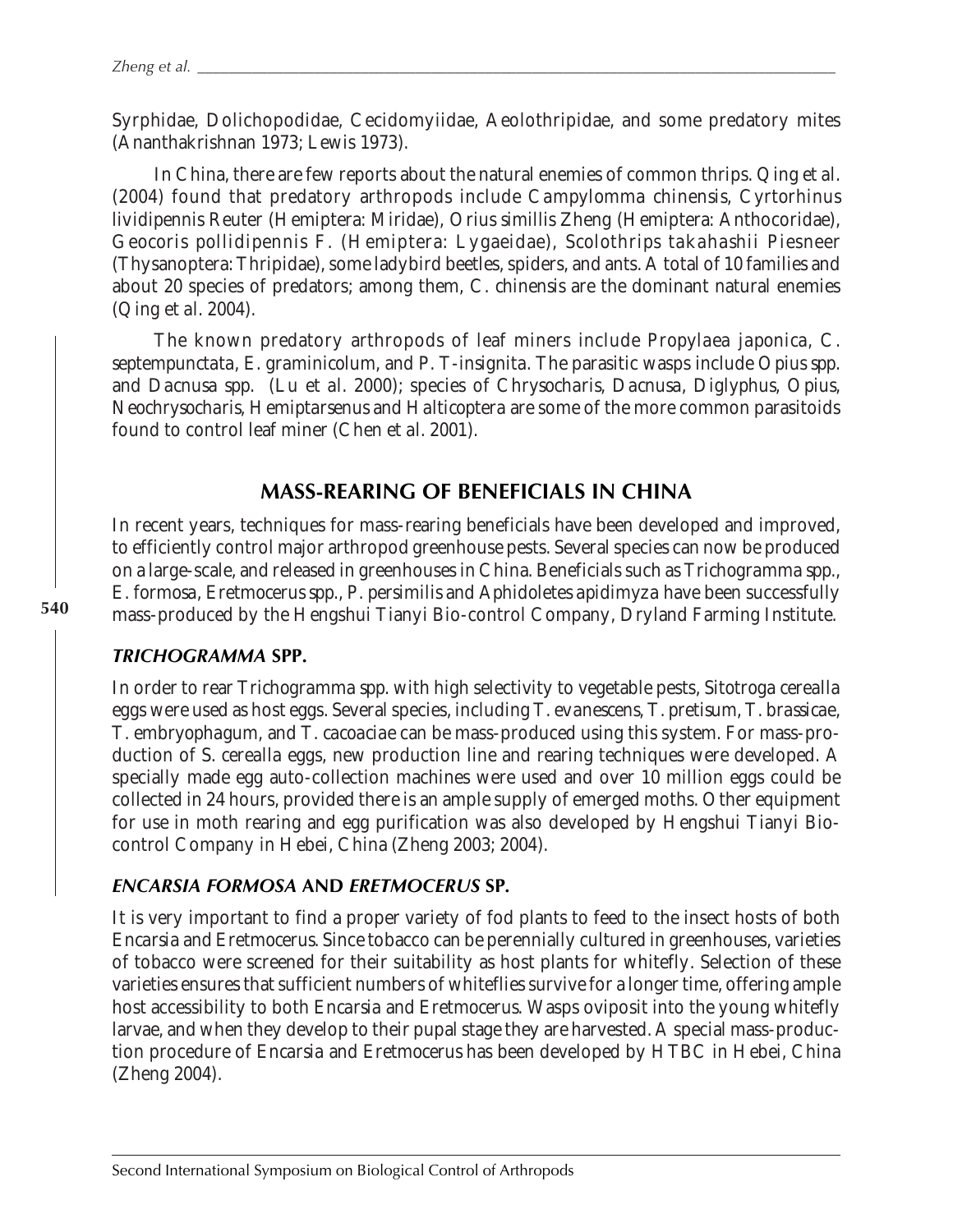Syrphidae, Dolichopodidae, Cecidomyiidae, Aeolothripidae, and some predatory mites (Ananthakrishnan 1973; Lewis 1973).

In China, there are few reports about the natural enemies of common thrips. Qing *et al.* (2004) found that predatory arthropods include *Campylomma chinensis*, *Cyrtorhinus lividipennis* Reuter (Hemiptera: Miridae), *Orius simillis* Zheng (Hemiptera: Anthocoridae), *Geocoris pollidipennis* F. (Hemiptera: Lygaeidae), *Scolothrips takahashii* Piesneer (Thysanoptera: Thripidae), some ladybird beetles, spiders, and ants. A total of 10 families and about 20 species of predators; among them, *C. chinensis* are the dominant natural enemies (Qing *et al.* 2004).

The known predatory arthropods of leaf miners include *Propylaea japonica*, *C. septempunctata*, *E. graminicolum*, and *P. T-insignita*. The parasitic wasps include *Opius* spp. and *Dacnusa* spp. (Lu *et al.* 2000); species of *Chrysocharis*, *Dacnusa*, *Diglyphus*, *Opius*, *Neochrysocharis*, *Hemiptarsenus* and *Halticoptera* are some of the more common parasitoids found to control leaf miner (Chen *et al.* 2001).

## MASS-REARING OF BENEFICIALS IN CHINA

In recent years, techniques for mass-rearing beneficials have been developed and improved, to efficiently control major arthropod greenhouse pests. Several species can now be produced on a large-scale, and released in greenhouses in China. Beneficials such as *Trichogramma* spp., *E. formosa*, *Eretmocerus* spp., *P. persimilis* and *Aphidoletes apidimyza* have been successfully mass-produced by the Hengshui Tianyi Bio-control Company, Dryland Farming Institute.

### *TRICHOGRAMMA* SPP.

In order to rear *Trichogramma* spp. with high selectivity to vegetable pests, *Sitotroga cerealla* eggs were used as host eggs. Several species, including *T. evanescens*, *T. pretisum*, *T. brassicae*, *T. embryophagum*, and *T. cacoaciae* can be mass-produced using this system. For mass-production of *S. cerealla* eggs, new production line and rearing techniques were developed. A specially made egg auto-collection machines were used and over 10 million eggs could be collected in 24 hours, provided there is an ample supply of emerged moths. Other equipment for use in moth rearing and egg purification was also developed by Hengshui Tianyi Bio-control Company in Hebei, China (Zheng 2003; 2004).

### *ENCARSIA FORMOSA* AND *ERETMOCERUS* SP.

It is very important to find a proper variety of fod plants to feed to the insect hosts of both *Encarsia* and *Eretmocerus*. Since tobacco can be perennially cultured in greenhouses, varieties of tobacco were screened for their suitability as host plants for whitefly. Selection of these varieties ensures that sufficient numbers of whiteflies survive for a longer time, offering ample host accessibility to both *Encarsia* and *Eretmocerus*. Wasps oviposit into the young whitefly larvae, and when they develop to their pupal stage they are harvested. A special mass-production procedure of *Encarsia* and *Eretmocerus* has been developed by HTBC in Hebei, China (Zheng 2004).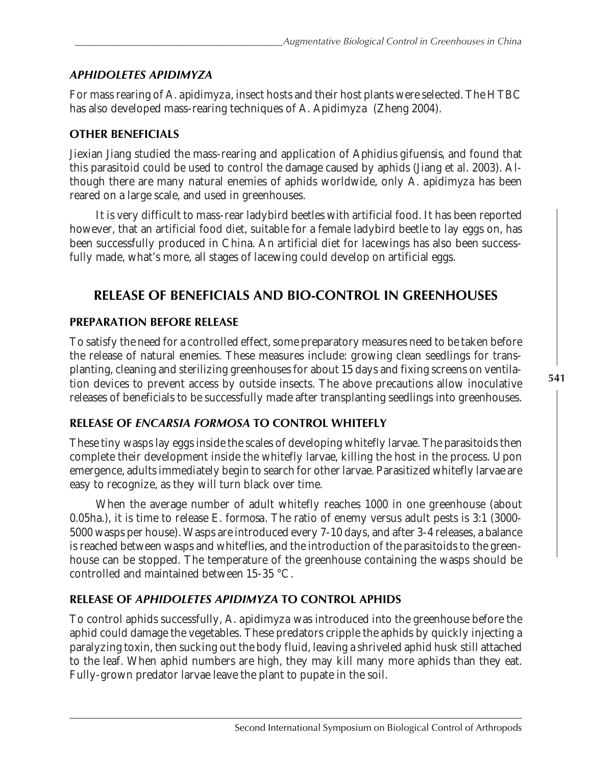### *APHIDOLETES APIDIMYZA*

For mass rearing of *A. apidimyza*, insect hosts and their host plants were selected. The HTBC has also developed mass-rearing techniques of *A. Apidimyza* (Zheng 2004).

### OTHER BENEFICIALS

Jiexian Jiang studied the mass-rearing and application of *Aphidius gifuensis*, and found that this parasitoid could be used to control the damage caused by aphids (Jiang *et al.* 2003). Although there are many natural enemies of aphids worldwide, only *A. apidimyza* has been reared on a large scale, and used in greenhouses.

It is very difficult to mass-rear ladybird beetles with artificial food. It has been reported however, that an artificial food diet, suitable for a female ladybird beetle to lay eggs on, has been successfully produced in China. An artificial diet for lacewings has also been successfully made, what's more, all stages of lacewing could develop on artificial eggs.

## RELEASE OF BENEFICIALS AND BIO-CONTROL IN GREENHOUSES

### PREPARATION BEFORE RELEASE

To satisfy the need for a controlled effect, some preparatory measures need to be taken before the release of natural enemies. These measures include: growing clean seedlings for transplanting, cleaning and sterilizing greenhouses for about 15 days and fixing screens on ventilation devices to prevent access by outside insects. The above precautions allow inoculative releases of beneficials to be successfully made after transplanting seedlings into greenhouses.

### RELEASE OF *ENCARSIA FORMOSA* TO CONTROL WHITEFLY

These tiny wasps lay eggs inside the scales of developing whitefly larvae. The parasitoids then complete their development inside the whitefly larvae, killing the host in the process. Upon emergence, adults immediately begin to search for other larvae. Parasitized whitefly larvae are easy to recognize, as they will turn black over time.

When the average number of adult whitefly reaches 1000 in one greenhouse (about 0.05ha.), it is time to release *E. formosa*. The ratio of enemy versus adult pests is 3:1 (3000-5000 wasps per house). Wasps are introduced every 7-10 days, and after 3-4 releases, a balance is reached between wasps and whiteflies, and the introduction of the parasitoids to the greenhouse can be stopped. The temperature of the greenhouse containing the wasps should be controlled and maintained between 15-35 °C.

### RELEASE OF *APHIDOLETES APIDIMYZA* TO CONTROL APHIDS

To control aphids successfully, *A. apidimyza* was introduced into the greenhouse before the aphid could damage the vegetables. These predators cripple the aphids by quickly injecting a paralyzing toxin, then sucking out the body fluid, leaving a shriveled aphid husk still attached to the leaf. When aphid numbers are high, they may kill many more aphids than they eat. Fully-grown predator larvae leave the plant to pupate in the soil.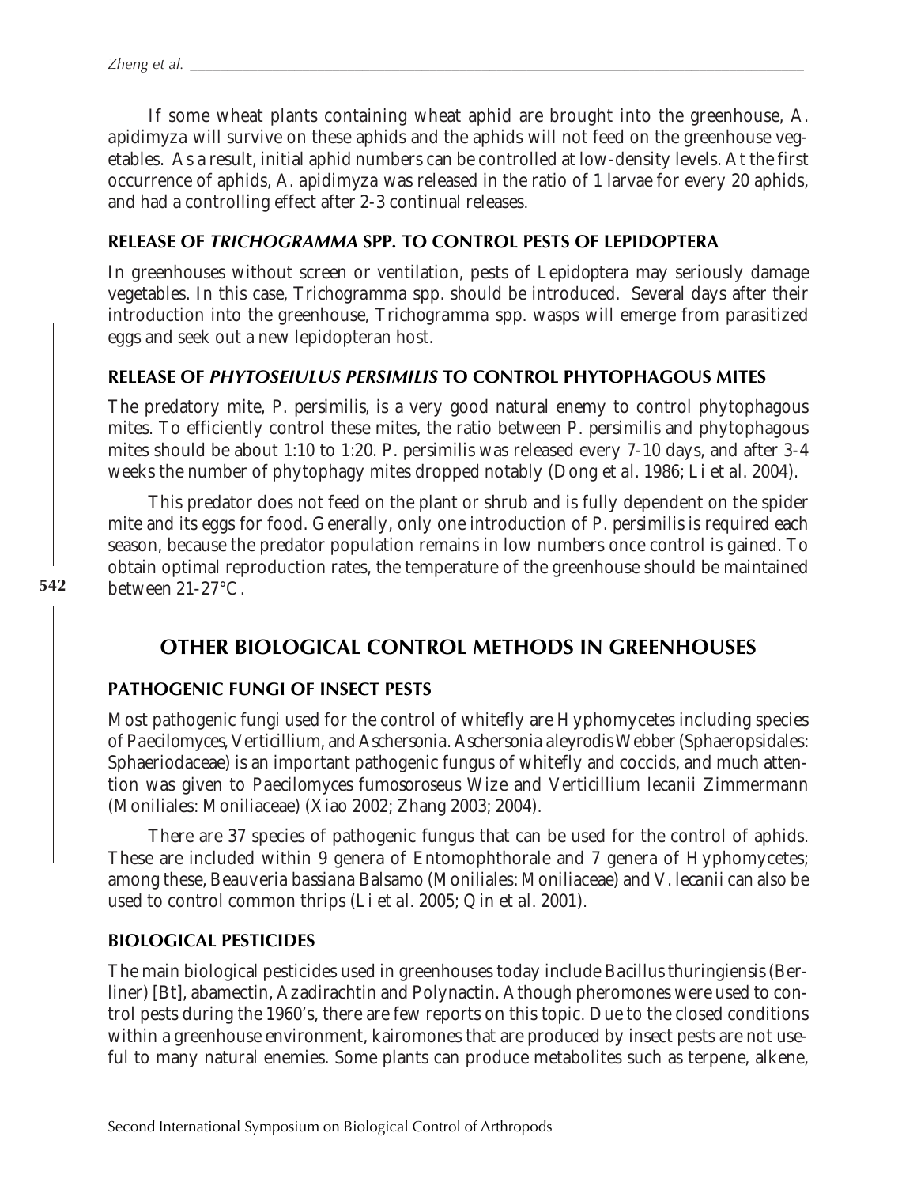If some wheat plants containing wheat aphid are brought into the greenhouse, *A. apidimyza* will survive on these aphids and the aphids will not feed on the greenhouse vegetables. As a result, initial aphid numbers can be controlled at low-density levels. At the first occurrence of aphids, *A. apidimyza* was released in the ratio of 1 larvae for every 20 aphids, and had a controlling effect after 2-3 continual releases.

### RELEASE OF *TRICHOGRAMMA* SPP. TO CONTROL PESTS OF LEPIDOPTERA

In greenhouses without screen or ventilation, pests of Lepidoptera may seriously damage vegetables. In this case, *Trichogramma* spp. should be introduced. Several days after their introduction into the greenhouse, *Trichogramma* spp. wasps will emerge from parasitized eggs and seek out a new lepidopteran host.

### RELEASE OF *PHYTOSEIULUS PERSIMILIS* TO CONTROL PHYTOPHAGOUS MITES

The predatory mite, *P. persimilis*, is a very good natural enemy to control phytophagous mites. To efficiently control these mites, the ratio between *P. persimilis* and phytophagous mites should be about 1:10 to 1:20. *P. persimilis* was released every 7-10 days, and after 3-4 weeks the number of phytophagy mites dropped notably (Dong *et al.* 1986; Li *et al.* 2004).

This predator does not feed on the plant or shrub and is fully dependent on the spider mite and its eggs for food. Generally, only one introduction of *P. persimilis* is required each season, because the predator population remains in low numbers once control is gained. To obtain optimal reproduction rates, the temperature of the greenhouse should be maintained between 21-27°C.

## OTHER BIOLOGICAL CONTROL METHODS IN GREENHOUSES

### PATHOGENIC FUNGI OF INSECT PESTS

Most pathogenic fungi used for the control of whitefly are Hyphomycetes including species of *Paecilomyces*, *Verticillium*, and *Aschersonia*. *Aschersonia aleyrodis* Webber (Sphaeropsidales: Sphaeriodaceae) is an important pathogenic fungus of whitefly and coccids, and much attention was given to *Paecilomyces fumosoroseus* Wize and *Verticillium lecanii* Zimmermann (Moniliales: Moniliaceae) (Xiao 2002; Zhang 2003; 2004).

There are 37 species of pathogenic fungus that can be used for the control of aphids. These are included within 9 genera of Entomophthorale and 7 genera of Hyphomycetes; among these, *Beauveria bassiana* Balsamo (Moniliales: Moniliaceae) and *V. lecanii* can also be used to control common thrips (Li *et al.* 2005; Qin *et al.* 2001).

### BIOLOGICAL PESTICIDES

The main biological pesticides used in greenhouses today include *Bacillus thuringiensis* (Berliner) [Bt], abamectin, Azadirachtin and Polynactin. Athough pheromones were used to control pests during the 1960's, there are few reports on this topic. Due to the closed conditions within a greenhouse environment, kairomones that are produced by insect pests are not useful to many natural enemies. Some plants can produce metabolites such as terpene, alkene,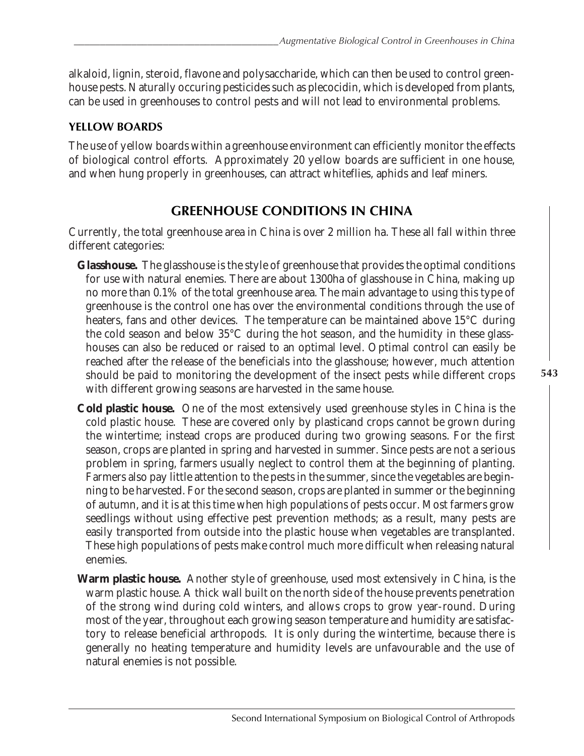alkaloid, lignin, steroid, flavone and polysaccharide, which can then be used to control greenhouse pests. Naturally occuring pesticides such as plecocidin, which is developed from plants, can be used in greenhouses to control pests and will not lead to environmental problems.

### YELLOW BOARDS

The use of yellow boards within a greenhouse environment can efficiently monitor the effects of biological control efforts. Approximately 20 yellow boards are sufficient in one house, and when hung properly in greenhouses, can attract whiteflies, aphids and leaf miners.

## GREENHOUSE CONDITIONS IN CHINA

Currently, the total greenhouse area in China is over 2 million ha. These all fall within three different categories:

**Glasshouse.** The glasshouse is the style of greenhouse that provides the optimal conditions for use with natural enemies. There are about 1300ha of glasshouse in China, making up no more than 0.1% of the total greenhouse area. The main advantage to using this type of greenhouse is the control one has over the environmental conditions through the use of heaters, fans and other devices. The temperature can be maintained above 15°C during the cold season and below 35°C during the hot season, and the humidity in these glasshouses can also be reduced or raised to an optimal level. Optimal control can easily be reached after the release of the beneficials into the glasshouse; however, much attention should be paid to monitoring the development of the insect pests while different crops with different growing seasons are harvested in the same house.

**Cold plastic house.** One of the most extensively used greenhouse styles in China is the cold plastic house. These are covered only by plasticand crops cannot be grown during the wintertime; instead crops are produced during two growing seasons. For the first season, crops are planted in spring and harvested in summer. Since pests are not a serious problem in spring, farmers usually neglect to control them at the beginning of planting. Farmers also pay little attention to the pests in the summer, since the vegetables are beginning to be harvested. For the second season, crops are planted in summer or the beginning of autumn, and it is at this time when high populations of pests occur. Most farmers grow seedlings without using effective pest prevention methods; as a result, many pests are easily transported from outside into the plastic house when vegetables are transplanted. These high populations of pests make control much more difficult when releasing natural enemies.

**Warm plastic house.** Another style of greenhouse, used most extensively in China, is the warm plastic house. A thick wall built on the north side of the house prevents penetration of the strong wind during cold winters, and allows crops to grow year-round. During most of the year, throughout each growing season temperature and humidity are satisfactory to release beneficial arthropods. It is only during the wintertime, because there is generally no heating temperature and humidity levels are unfavourable and the use of natural enemies is not possible.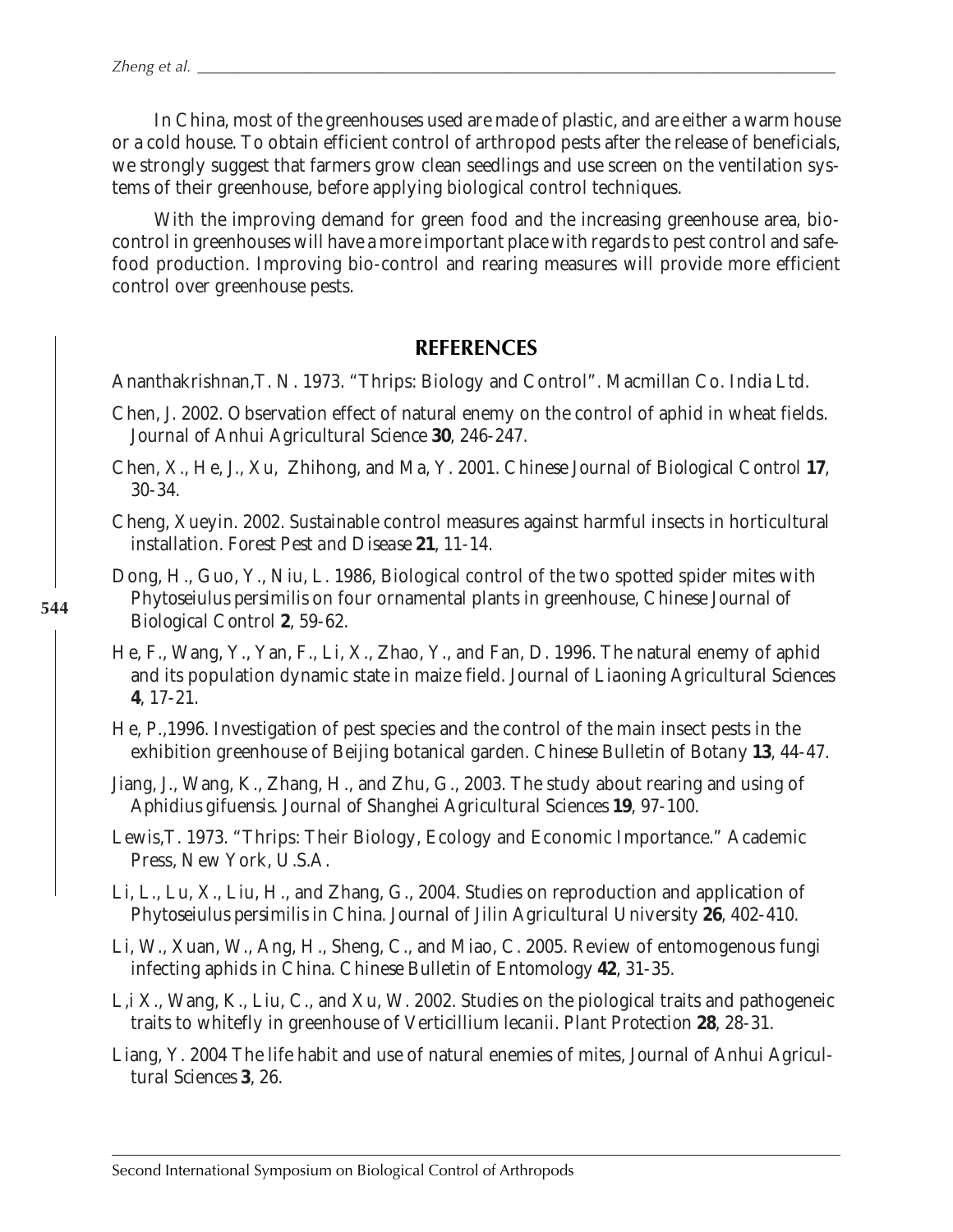In China, most of the greenhouses used are made of plastic, and are either a warm house or a cold house. To obtain efficient control of arthropod pests after the release of beneficials, we strongly suggest that farmers grow clean seedlings and use screen on the ventilation systems of their greenhouse, before applying biological control techniques.

With the improving demand for green food and the increasing greenhouse area, bio-control in greenhouses will have a more important place with regards to pest control and safe-food production. Improving bio-control and rearing measures will provide more efficient control over greenhouse pests.

## REFERENCES

Ananthakrishnan,T. N. 1973. "Thrips: Biology and Control". Macmillan Co. India Ltd.

Chen, J. 2002. Observation effect of natural enemy on the control of aphid in wheat fields. *Journal of Anhui Agricultural Science* **30**, 246-247.

Chen, X., He, J., Xu, Zhihong, and Ma, Y. 2001. *Chinese Journal of Biological Control* **17**, 30-34.

Cheng, Xueyin. 2002. Sustainable control measures against harmful insects in horticultural installation. *Forest Pest and Disease* **21**, 11-14.

Dong, H., Guo, Y., Niu, L. 1986, Biological control of the two spotted spider mites with *Phytoseiulus persimilis* on four ornamental plants in greenhouse, *Chinese Journal of Biological Control* **2**, 59-62.

He, F., Wang, Y., Yan, F., Li, X., Zhao, Y., and Fan, D. 1996. The natural enemy of aphid and its population dynamic state in maize field. *Journal of Liaoning Agricultural Sciences* **4**, 17-21.

He, P.,1996. Investigation of pest species and the control of the main insect pests in the exhibition greenhouse of Beijing botanical garden. *Chinese Bulletin of Botany* **13**, 44-47.

Jiang, J., Wang, K., Zhang, H., and Zhu, G., 2003. The study about rearing and using of *Aphidius gifuensis*. *Journal of Shanghei Agricultural Sciences* **19**, 97-100.

Lewis,T. 1973. "Thrips: Their Biology, Ecology and Economic Importance." Academic Press, New York, U.S.A.

Li, L., Lu, X., Liu, H., and Zhang, G., 2004. Studies on reproduction and application of *Phytoseiulus persimilis* in China. *Journal of Jilin Agricultural University* **26**, 402-410.

Li, W., Xuan, W., Ang, H., Sheng, C., and Miao, C. 2005. Review of entomogenous fungi infecting aphids in China. *Chinese Bulletin of Entomology* **42**, 31-35.

L,i X., Wang, K., Liu, C., and Xu, W. 2002. Studies on the piological traits and pathogeneic traits to whitefly in greenhouse of *Verticillium lecanii*. *Plant Protection* **28**, 28-31.

Liang, Y. 2004 The life habit and use of natural enemies of mites, *Journal of Anhui Agricultural Sciences* **3**, 26.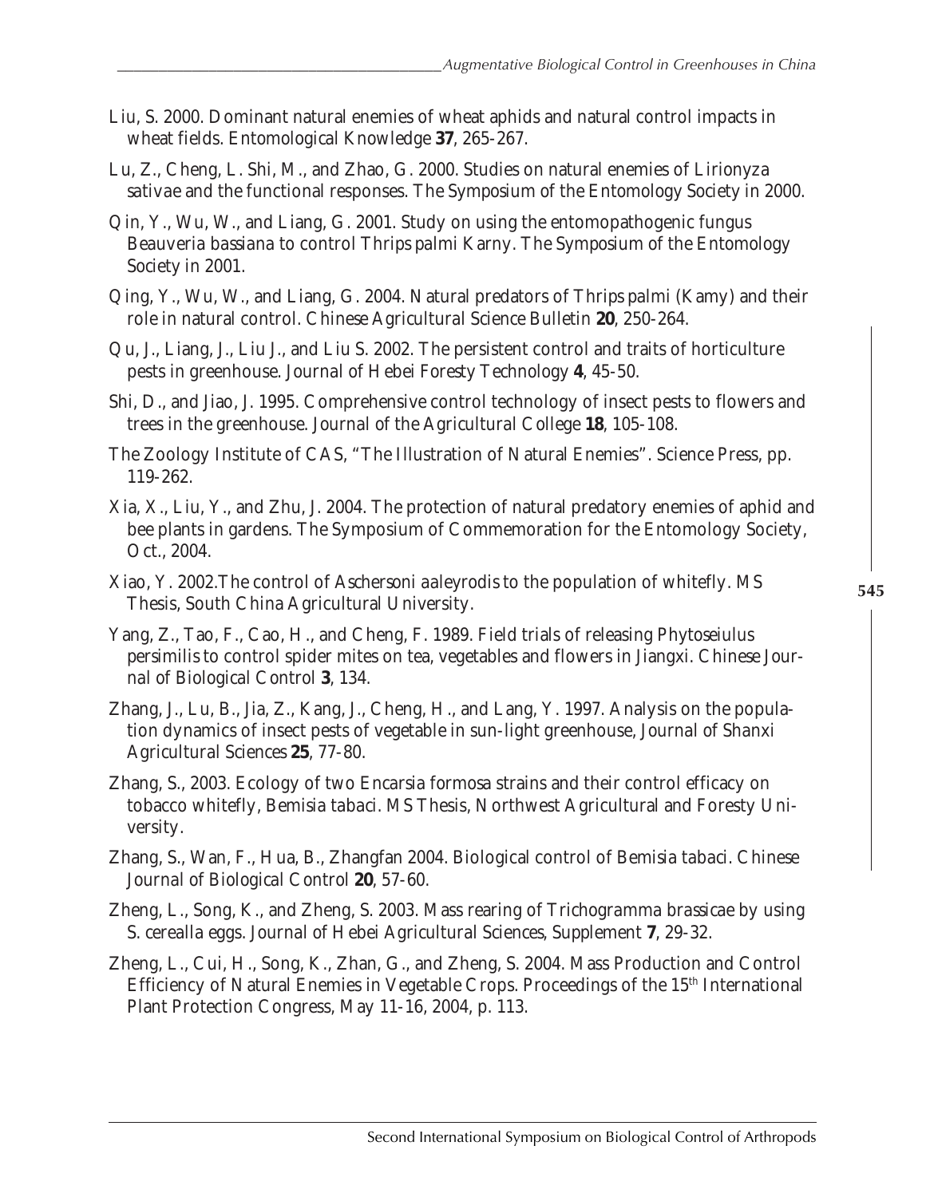Liu, S. 2000. Dominant natural enemies of wheat aphids and natural control impacts in wheat fields. Entomological Knowledge **37**, 265-267.

Lu, Z., Cheng, L. Shi, M., and Zhao, G. 2000. Studies on natural enemies of *Lirionyza sativae* and the functional responses. The Symposium of the Entomology Society in 2000.

Qin, Y., Wu, W., and Liang, G. 2001. Study on using the entomopathogenic fungus *Beauveria bassiana* to control *Thrips palmi* Karny. The Symposium of the Entomology Society in 2001.

Qing, Y., Wu, W., and Liang, G. 2004. Natural predators of *Thrips palmi* (Kamy) and their role in natural control. Chinese Agricultural Science Bulletin **20**, 250-264.

Qu, J., Liang, J., Liu J., and Liu S. 2002. The persistent control and traits of horticulture pests in greenhouse. Journal of Hebei Foresty Technology **4**, 45-50.

Shi, D., and Jiao, J. 1995. Comprehensive control technology of insect pests to flowers and trees in the greenhouse. Journal of the Agricultural College **18**, 105-108.

The Zoology Institute of CAS, "The Illustration of Natural Enemies". Science Press, pp. 119-262.

Xia, X., Liu, Y., and Zhu, J. 2004. The protection of natural predatory enemies of aphid and bee plants in gardens. The Symposium of Commemoration for the Entomology Society, Oct., 2004.

Xiao, Y. 2002.The control of *Aschersoni aaleyrodis* to the population of whitefly. MS Thesis, South China Agricultural University.

Yang, Z., Tao, F., Cao, H., and Cheng, F. 1989. Field trials of releasing *Phytoseiulus persimilis* to control spider mites on tea, vegetables and flowers in Jiangxi. Chinese Journal of Biological Control **3**, 134.

Zhang, J., Lu, B., Jia, Z., Kang, J., Cheng, H., and Lang, Y. 1997. Analysis on the population dynamics of insect pests of vegetable in sun-light greenhouse, Journal of Shanxi Agricultural Sciences **25**, 77-80.

Zhang, S., 2003. Ecology of two *Encarsia formosa* strains and their control efficacy on tobacco whitefly, *Bemisia tabaci*. MS Thesis, Northwest Agricultural and Foresty University.

Zhang, S., Wan, F., Hua, B., Zhangfan 2004. Biological control of *Bemisia tabaci*. Chinese Journal of Biological Control **20**, 57-60.

Zheng, L., Song, K., and Zheng, S. 2003. Mass rearing of *Trichogramma brassicae* by using *S. cerealla* eggs. Journal of Hebei Agricultural Sciences, Supplement **7**, 29-32.

Zheng, L., Cui, H., Song, K., Zhan, G., and Zheng, S. 2004. Mass Production and Control Efficiency of Natural Enemies in Vegetable Crops. Proceedings of the 15th International Plant Protection Congress, May 11-16, 2004, p. 113.